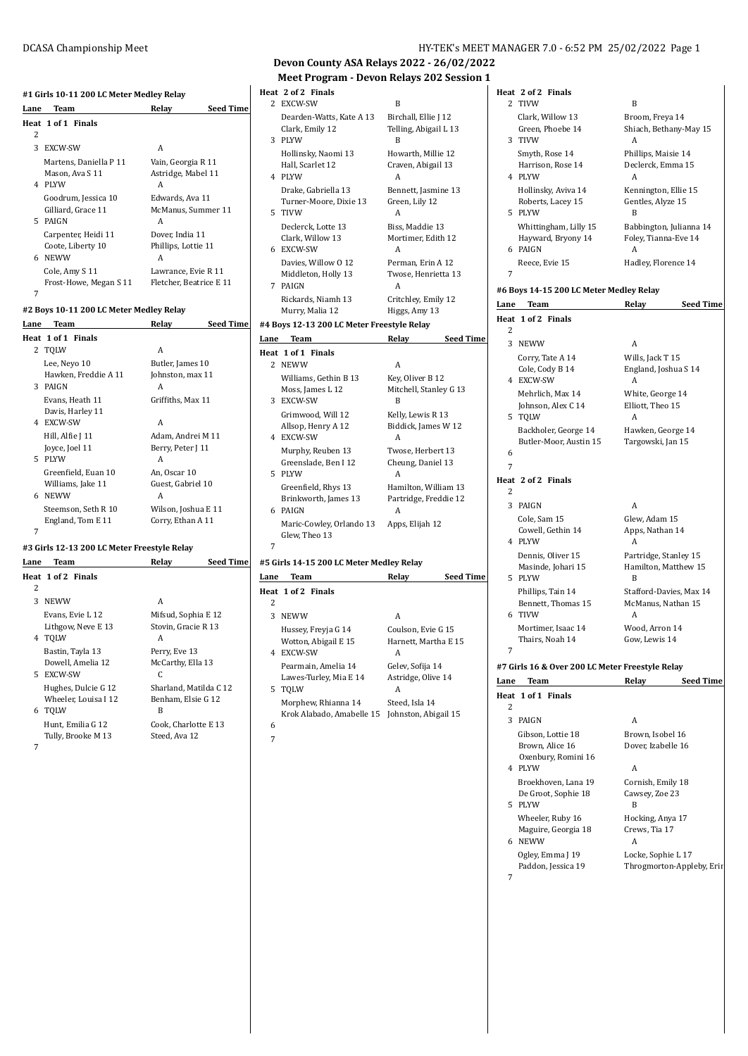# Devon County ASA Relays 2022 - 26/02/2022

## Meet Program - Devon Relays 202 Session 1

### #1 Girls 10-11 200 LC Meter Medley Relay

| Lane | Team | Relay | Seed Time |
|---|---|---|---|
| **Heat 1 of 1 Finals** | | | |
| 2 | | | |
| 3 | EXCW-SW | A | |
| | Martens, Daniella P 11; Vain, Georgia R 11; Mason, Ava S 11; Astridge, Mabel 11 | | |
| 4 | PLYW | A | |
| | Goodrum, Jessica 10; Edwards, Ava 11; Gilliard, Grace 11; McManus, Summer 11 | | |
| 5 | PAIGN | A | |
| | Carpenter, Heidi 11; Dover, India 11; Coote, Liberty 10; Phillips, Lottie 11 | | |
| 6 | NEWW | A | |
| | Cole, Amy S 11; Lawrance, Evie R 11; Frost-Howe, Megan S 11; Fletcher, Beatrice E 11 | | |
| 7 | | | |

### #2 Boys 10-11 200 LC Meter Medley Relay

| Lane | Team | Relay | Seed Time |
|---|---|---|---|
| **Heat 1 of 1 Finals** | | | |
| 2 | TQLW | A | |
| | Lee, Neyo 10; Butler, James 10; Hawken, Freddie A 11; Johnston, max 11 | | |
| 3 | PAIGN | A | |
| | Evans, Heath 11; Griffiths, Max 11; Davis, Harley 11 | | |
| 4 | EXCW-SW | A | |
| | Hill, Alfie J 11; Adam, Andrei M 11; Joyce, Joel 11; Berry, Peter J 11 | | |
| 5 | PLYW | A | |
| | Greenfield, Euan 10; An, Oscar 10; Williams, Jake 11; Guest, Gabriel 10 | | |
| 6 | NEWW | A | |
| | Steemson, Seth R 10; Wilson, Joshua E 11; England, Tom E 11; Corry, Ethan A 11 | | |
| 7 | | | |

### #3 Girls 12-13 200 LC Meter Freestyle Relay

| Lane | Team | Relay | Seed Time |
|---|---|---|---|
| **Heat 1 of 2 Finals** | | | |
| 2 | | | |
| 3 | NEWW | A | |
| | Evans, Evie L 12; Mifsud, Sophia E 12; Lithgow, Neve E 13; Stovin, Gracie R 13 | | |
| 4 | TQLW | A | |
| | Bastin, Tayla 13; Perry, Eve 13; Dowell, Amelia 12; McCarthy, Ella 13 | | |
| 5 | EXCW-SW | C | |
| | Hughes, Dulcie G 12; Sharland, Matilda C 12; Wheeler, Louisa I 12; Benham, Elsie G 12 | | |
| 6 | TQLW | B | |
| | Hunt, Emilia G 12; Cook, Charlotte E 13; Tully, Brooke M 13; Steed, Ava 12 | | |
| 7 | | | |
| **Heat 2 of 2 Finals** | | | |
| 2 | EXCW-SW | B | |
| | Dearden-Watts, Kate A 13; Birchall, Ellie J 12; Clark, Emily 12; Telling, Abigail L 13 | | |
| 3 | PLYW | B | |
| | Hollinsky, Naomi 13; Howarth, Millie 12; Hall, Scarlet 12; Craven, Abigail 13 | | |
| 4 | PLYW | A | |
| | Drake, Gabriella 13; Bennett, Jasmine 13; Turner-Moore, Dixie 13; Green, Lily 12 | | |
| 5 | TIVW | A | |
| | Declerck, Lotte 13; Biss, Maddie 13; Clark, Willow 13; Mortimer, Edith 12 | | |
| 6 | EXCW-SW | A | |
| | Davies, Willow O 12; Perman, Erin A 12; Middleton, Holly 13; Twose, Henrietta 13 | | |
| 7 | PAIGN | A | |
| | Rickards, Niamh 13; Critchley, Emily 12; Murry, Malia 12; Higgs, Amy 13 | | |

### #4 Boys 12-13 200 LC Meter Freestyle Relay

| Lane | Team | Relay | Seed Time |
|---|---|---|---|
| **Heat 1 of 1 Finals** | | | |
| 2 | NEWW | A | |
| | Williams, Gethin B 13; Key, Oliver B 12; Moss, James L 12; Mitchell, Stanley G 13 | | |
| 3 | EXCW-SW | B | |
| | Grimwood, Will 12; Kelly, Lewis R 13; Allsop, Henry A 12; Biddick, James W 12 | | |
| 4 | EXCW-SW | A | |
| | Murphy, Reuben 13; Twose, Herbert 13; Greenslade, Ben I 12; Cheung, Daniel 13 | | |
| 5 | PLYW | A | |
| | Greenfield, Rhys 13; Hamilton, William 13; Brinkworth, James 13; Partridge, Freddie 12 | | |
| 6 | PAIGN | A | |
| | Maric-Cowley, Orlando 13; Apps, Elijah 12; Glew, Theo 13 | | |
| 7 | | | |

### #5 Girls 14-15 200 LC Meter Medley Relay

| Lane | Team | Relay | Seed Time |
|---|---|---|---|
| **Heat 1 of 2 Finals** | | | |
| 2 | | | |
| 3 | NEWW | A | |
| | Hussey, Freyja G 14; Coulson, Evie G 15; Wotton, Abigail E 15; Harnett, Martha E 15 | | |
| 4 | EXCW-SW | A | |
| | Pearmain, Amelia 14; Gelev, Sofija 14; Lawes-Turley, Mia E 14; Astridge, Olive 14 | | |
| 5 | TQLW | A | |
| | Morphew, Rhianna 14; Steed, Isla 14; Krok Alabado, Amabelle 15; Johnston, Abigail 15 | | |
| 6 | | | |
| 7 | | | |
| **Heat 2 of 2 Finals** | | | |
| 2 | TIVW | B | |
| | Clark, Willow 13; Broom, Freya 14; Green, Phoebe 14; Shiach, Bethany-May 15 | | |
| 3 | TIVW | A | |
| | Smyth, Rose 14; Phillips, Maisie 14; Harrison, Rose 14; Declerck, Emma 15 | | |
| 4 | PLYW | A | |
| | Hollinsky, Aviva 14; Kennington, Ellie 15; Roberts, Lacey 15; Gentles, Alyze 15 | | |
| 5 | PLYW | B | |
| | Whittingham, Lilly 15; Babbington, Julianna 14; Hayward, Bryony 14; Foley, Tianna-Eve 14 | | |
| 6 | PAIGN | A | |
| | Reece, Evie 15; Hadley, Florence 14 | | |
| 7 | | | |

### #6 Boys 14-15 200 LC Meter Medley Relay

| Lane | Team | Relay | Seed Time |
|---|---|---|---|
| **Heat 1 of 2 Finals** | | | |
| 2 | | | |
| 3 | NEWW | A | |
| | Corry, Tate A 14; Wills, Jack T 15; Cole, Cody B 14; England, Joshua S 14 | | |
| 4 | EXCW-SW | A | |
| | Mehrlich, Max 14; White, George 14; Johnson, Alex C 14; Elliott, Theo 15 | | |
| 5 | TQLW | A | |
| | Backholer, George 14; Hawken, George 14; Butler-Moor, Austin 15; Targowski, Jan 15 | | |
| 6 | | | |
| 7 | | | |
| **Heat 2 of 2 Finals** | | | |
| 2 | | | |
| 3 | PAIGN | A | |
| | Cole, Sam 15; Glew, Adam 15; Cowell, Gethin 14; Apps, Nathan 14 | | |
| 4 | PLYW | A | |
| | Dennis, Oliver 15; Partridge, Stanley 15; Masinde, Johari 15; Hamilton, Matthew 15 | | |
| 5 | PLYW | B | |
| | Phillips, Tain 14; Stafford-Davies, Max 14; Bennett, Thomas 15; McManus, Nathan 15 | | |
| 6 | TIVW | A | |
| | Mortimer, Isaac 14; Wood, Arron 14; Thairs, Noah 14; Gow, Lewis 14 | | |
| 7 | | | |

### #7 Girls 16 & Over 200 LC Meter Freestyle Relay

| Lane | Team | Relay | Seed Time |
|---|---|---|---|
| **Heat 1 of 1 Finals** | | | |
| 2 | | | |
| 3 | PAIGN | A | |
| | Gibson, Lottie 18; Brown, Isobel 16; Brown, Alice 16; Dover, Izabelle 16; Oxenbury, Romini 16 | | |
| 4 | PLYW | A | |
| | Broekhoven, Lana 19; Cornish, Emily 18; De Groot, Sophie 18; Cawsey, Zoe 23 | | |
| 5 | PLYW | B | |
| | Wheeler, Ruby 16; Hocking, Anya 17; Maguire, Georgia 18; Crews, Tia 17 | | |
| 6 | NEWW | A | |
| | Ogley, Emma J 19; Locke, Sophie L 17; Paddon, Jessica 19; Throgmorton-Appleby, Erin | | |
| 7 | | | |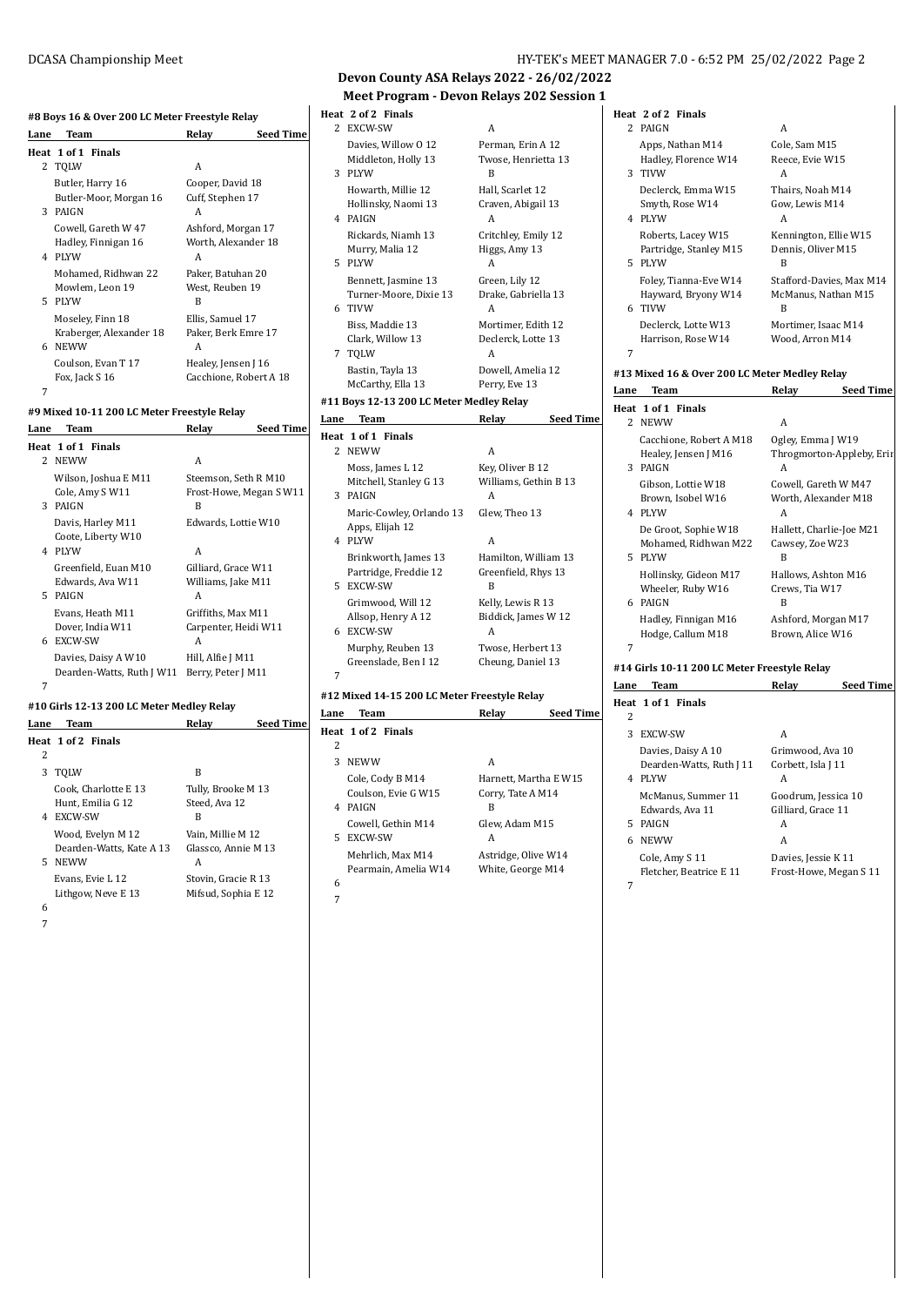## Devon County ASA Relays 2022 - 26/02/2022

### Meet Program - Devon Relays 202 Session 1

#### #8 Boys 16 & Over 200 LC Meter Freestyle Relay

| Lane | Team | Relay | Seed Time |
|---|---|---|---|
| **Heat 1 of 1 Finals** | | | |
| 2 | TQLW | A | |
| | Butler, Harry 16 | Cooper, David 18 | |
| | Butler-Moor, Morgan 16 | Cuff, Stephen 17 | |
| 3 | PAIGN | A | |
| | Cowell, Gareth W 47 | Ashford, Morgan 17 | |
| | Hadley, Finnigan 16 | Worth, Alexander 18 | |
| 4 | PLYW | A | |
| | Mohamed, Ridhwan 22 | Paker, Batuhan 20 | |
| | Mowlem, Leon 19 | West, Reuben 19 | |
| 5 | PLYW | B | |
| | Moseley, Finn 18 | Ellis, Samuel 17 | |
| | Kraberger, Alexander 18 | Paker, Berk Emre 17 | |
| 6 | NEWW | A | |
| | Coulson, Evan T 17 | Healey, Jensen J 16 | |
| | Fox, Jack S 16 | Cacchione, Robert A 18 | |
| 7 | | | |

#### #9 Mixed 10-11 200 LC Meter Freestyle Relay

| Lane | Team | Relay | Seed Time |
|---|---|---|---|
| **Heat 1 of 1 Finals** | | | |
| 2 | NEWW | A | |
| | Wilson, Joshua E M11 | Steemson, Seth R M10 | |
| | Cole, Amy S W11 | Frost-Howe, Megan S W11 | |
| 3 | PAIGN | B | |
| | Davis, Harley M11 | Edwards, Lottie W10 | |
| | Coote, Liberty W10 | | |
| 4 | PLYW | A | |
| | Greenfield, Euan M10 | Gilliard, Grace W11 | |
| | Edwards, Ava W11 | Williams, Jake M11 | |
| 5 | PAIGN | A | |
| | Evans, Heath M11 | Griffiths, Max M11 | |
| | Dover, India W11 | Carpenter, Heidi W11 | |
| 6 | EXCW-SW | A | |
| | Davies, Daisy A W10 | Hill, Alfie J M11 | |
| | Dearden-Watts, Ruth J W11 | Berry, Peter J M11 | |
| 7 | | | |

#### #10 Girls 12-13 200 LC Meter Medley Relay

| Lane | Team | Relay | Seed Time |
|---|---|---|---|
| **Heat 1 of 2 Finals** | | | |
| 2 | | | |
| 3 | TQLW | B | |
| | Cook, Charlotte E 13 | Tully, Brooke M 13 | |
| | Hunt, Emilia G 12 | Steed, Ava 12 | |
| 4 | EXCW-SW | B | |
| | Wood, Evelyn M 12 | Vain, Millie M 12 | |
| | Dearden-Watts, Kate A 13 | Glassco, Annie M 13 | |
| 5 | NEWW | A | |
| | Evans, Evie L 12 | Stovin, Gracie R 13 | |
| | Lithgow, Neve E 13 | Mifsud, Sophia E 12 | |
| 6 | | | |
| 7 | | | |
| **Heat 2 of 2 Finals** | | | |
| 2 | EXCW-SW | A | |
| | Davies, Willow O 12 | Perman, Erin A 12 | |
| | Middleton, Holly 13 | Twose, Henrietta 13 | |
| 3 | PLYW | B | |
| | Howarth, Millie 12 | Hall, Scarlet 12 | |
| | Hollinsky, Naomi 13 | Craven, Abigail 13 | |
| 4 | PAIGN | A | |
| | Rickards, Niamh 13 | Critchley, Emily 12 | |
| | Murry, Malia 12 | Higgs, Amy 13 | |
| 5 | PLYW | A | |
| | Bennett, Jasmine 13 | Green, Lily 12 | |
| | Turner-Moore, Dixie 13 | Drake, Gabriella 13 | |
| 6 | TIVW | A | |
| | Biss, Maddie 13 | Mortimer, Edith 12 | |
| | Clark, Willow 13 | Declerck, Lotte 13 | |
| 7 | TQLW | A | |
| | Bastin, Tayla 13 | Dowell, Amelia 12 | |
| | McCarthy, Ella 13 | Perry, Eve 13 | |

#### #11 Boys 12-13 200 LC Meter Medley Relay

| Lane | Team | Relay | Seed Time |
|---|---|---|---|
| **Heat 1 of 1 Finals** | | | |
| 2 | NEWW | A | |
| | Moss, James L 12 | Key, Oliver B 12 | |
| | Mitchell, Stanley G 13 | Williams, Gethin B 13 | |
| 3 | PAIGN | A | |
| | Maric-Cowley, Orlando 13 | Glew, Theo 13 | |
| | Apps, Elijah 12 | | |
| 4 | PLYW | A | |
| | Brinkworth, James 13 | Hamilton, William 13 | |
| | Partridge, Freddie 12 | Greenfield, Rhys 13 | |
| 5 | EXCW-SW | B | |
| | Grimwood, Will 12 | Kelly, Lewis R 13 | |
| | Allsop, Henry A 12 | Biddick, James W 12 | |
| 6 | EXCW-SW | A | |
| | Murphy, Reuben 13 | Twose, Herbert 13 | |
| | Greenslade, Ben I 12 | Cheung, Daniel 13 | |
| 7 | | | |

#### #12 Mixed 14-15 200 LC Meter Freestyle Relay

| Lane | Team | Relay | Seed Time |
|---|---|---|---|
| **Heat 1 of 2 Finals** | | | |
| 2 | | | |
| 3 | NEWW | A | |
| | Cole, Cody B M14 | Harnett, Martha E W15 | |
| | Coulson, Evie G W15 | Corry, Tate A M14 | |
| 4 | PAIGN | B | |
| | Cowell, Gethin M14 | Glew, Adam M15 | |
| 5 | EXCW-SW | A | |
| | Mehrlich, Max M14 | Astridge, Olive W14 | |
| | Pearmain, Amelia W14 | White, George M14 | |
| 6 | | | |
| 7 | | | |
| **Heat 2 of 2 Finals** | | | |
| 2 | PAIGN | A | |
| | Apps, Nathan M14 | Cole, Sam M15 | |
| | Hadley, Florence W14 | Reece, Evie W15 | |
| 3 | TIVW | A | |
| | Declerck, Emma W15 | Thairs, Noah M14 | |
| | Smyth, Rose W14 | Gow, Lewis M14 | |
| 4 | PLYW | A | |
| | Roberts, Lacey W15 | Kennington, Ellie W15 | |
| | Partridge, Stanley M15 | Dennis, Oliver M15 | |
| 5 | PLYW | B | |
| | Foley, Tianna-Eve W14 | Stafford-Davies, Max M14 | |
| | Hayward, Bryony W14 | McManus, Nathan M15 | |
| 6 | TIVW | B | |
| | Declerck, Lotte W13 | Mortimer, Isaac M14 | |
| | Harrison, Rose W14 | Wood, Arron M14 | |
| 7 | | | |

#### #13 Mixed 16 & Over 200 LC Meter Medley Relay

| Lane | Team | Relay | Seed Time |
|---|---|---|---|
| **Heat 1 of 1 Finals** | | | |
| 2 | NEWW | A | |
| | Cacchione, Robert A M18 | Ogley, Emma J W19 | |
| | Healey, Jensen J M16 | Throgmorton-Appleby, Erin | |
| 3 | PAIGN | A | |
| | Gibson, Lottie W18 | Cowell, Gareth W M47 | |
| | Brown, Isobel W16 | Worth, Alexander M18 | |
| 4 | PLYW | A | |
| | De Groot, Sophie W18 | Hallett, Charlie-Joe M21 | |
| | Mohamed, Ridhwan M22 | Cawsey, Zoe W23 | |
| 5 | PLYW | B | |
| | Hollinsky, Gideon M17 | Hallows, Ashton M16 | |
| | Wheeler, Ruby W16 | Crews, Tia W17 | |
| 6 | PAIGN | B | |
| | Hadley, Finnigan M16 | Ashford, Morgan M17 | |
| | Hodge, Callum M18 | Brown, Alice W16 | |
| 7 | | | |

#### #14 Girls 10-11 200 LC Meter Freestyle Relay

| Lane | Team | Relay | Seed Time |
|---|---|---|---|
| **Heat 1 of 1 Finals** | | | |
| 2 | | | |
| 3 | EXCW-SW | A | |
| | Davies, Daisy A 10 | Grimwood, Ava 10 | |
| | Dearden-Watts, Ruth J 11 | Corbett, Isla J 11 | |
| 4 | PLYW | A | |
| | McManus, Summer 11 | Goodrum, Jessica 10 | |
| | Edwards, Ava 11 | Gilliard, Grace 11 | |
| 5 | PAIGN | A | |
| 6 | NEWW | A | |
| | Cole, Amy S 11 | Davies, Jessie K 11 | |
| | Fletcher, Beatrice E 11 | Frost-Howe, Megan S 11 | |
| 7 | | | |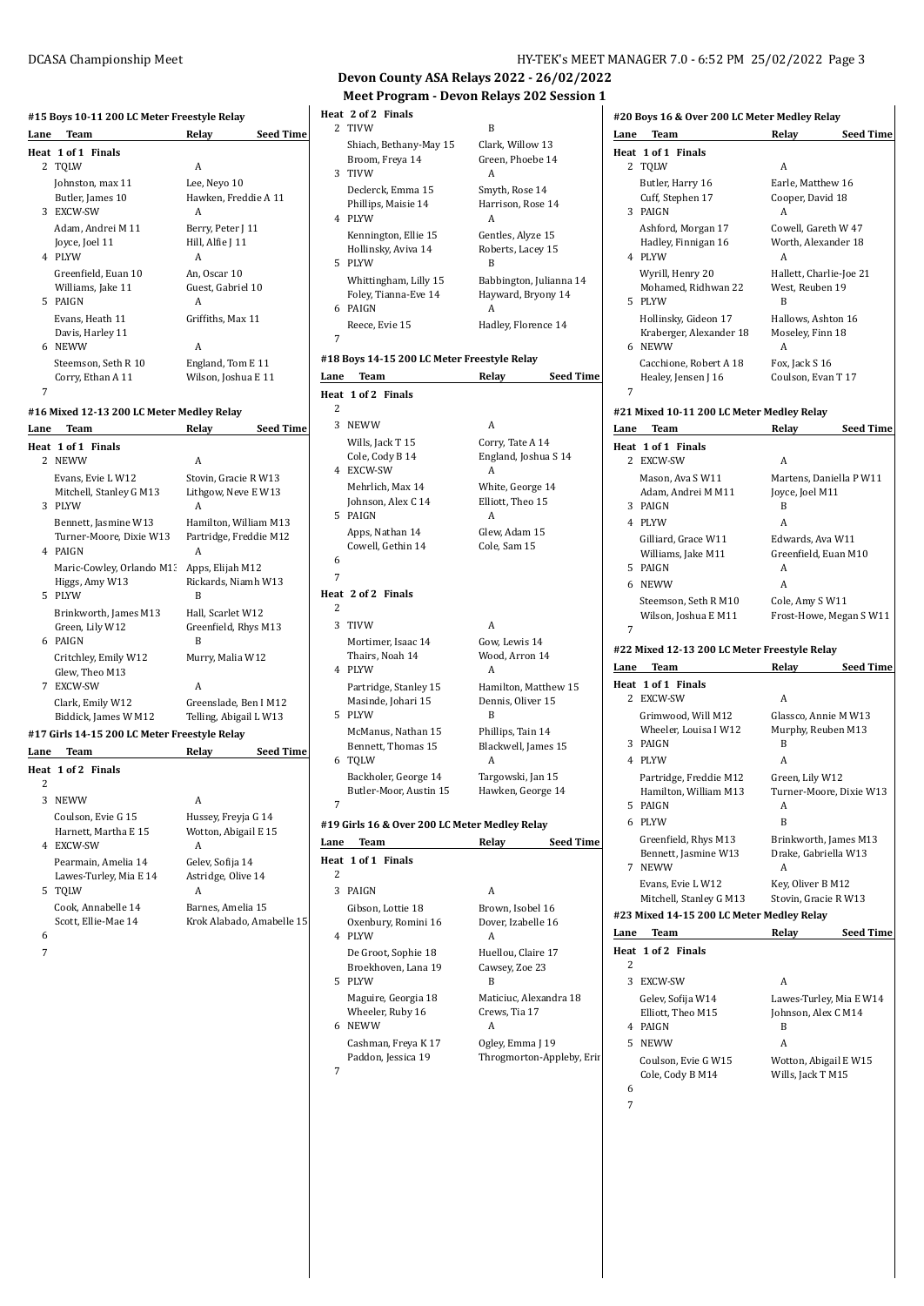# Devon County ASA Relays 2022 - 26/02/2022

## Meet Program - Devon Relays 202 Session 1

### #15 Boys 10-11 200 LC Meter Freestyle Relay

| Lane | Team | Relay | Seed Time |
|---|---|---|---|
| **Heat 1 of 1 Finals** | | | |
| 2 | TQLW | A | |
| | Johnston, max 11 | Lee, Neyo 10 | |
| | Butler, James 10 | Hawken, Freddie A 11 | |
| 3 | EXCW-SW | A | |
| | Adam, Andrei M 11 | Berry, Peter J 11 | |
| | Joyce, Joel 11 | Hill, Alfie J 11 | |
| 4 | PLYW | A | |
| | Greenfield, Euan 10 | An, Oscar 10 | |
| | Williams, Jake 11 | Guest, Gabriel 10 | |
| 5 | PAIGN | A | |
| | Evans, Heath 11 | Griffiths, Max 11 | |
| | Davis, Harley 11 | | |
| 6 | NEWW | A | |
| | Steemson, Seth R 10 | England, Tom E 11 | |
| | Corry, Ethan A 11 | Wilson, Joshua E 11 | |
| 7 | | | |

### #16 Mixed 12-13 200 LC Meter Medley Relay

| Lane | Team | Relay | Seed Time |
|---|---|---|---|
| **Heat 1 of 1 Finals** | | | |
| 2 | NEWW | A | |
| | Evans, Evie L W12 | Stovin, Gracie R W13 | |
| | Mitchell, Stanley G M13 | Lithgow, Neve E W13 | |
| 3 | PLYW | A | |
| | Bennett, Jasmine W13 | Hamilton, William M13 | |
| | Turner-Moore, Dixie W13 | Partridge, Freddie M12 | |
| 4 | PAIGN | A | |
| | Maric-Cowley, Orlando M13 | Apps, Elijah M12 | |
| | Higgs, Amy W13 | Rickards, Niamh W13 | |
| 5 | PLYW | B | |
| | Brinkworth, James M13 | Hall, Scarlet W12 | |
| | Green, Lily W12 | Greenfield, Rhys M13 | |
| 6 | PAIGN | B | |
| | Critchley, Emily W12 | Murry, Malia W12 | |
| | Glew, Theo M13 | | |
| 7 | EXCW-SW | A | |
| | Clark, Emily W12 | Greenslade, Ben I M12 | |
| | Biddick, James W M12 | Telling, Abigail L W13 | |

### #17 Girls 14-15 200 LC Meter Freestyle Relay

| Lane | Team | Relay | Seed Time |
|---|---|---|---|
| **Heat 1 of 2 Finals** | | | |
| 2 | | | |
| 3 | NEWW | A | |
| | Coulson, Evie G 15 | Hussey, Freyja G 14 | |
| | Harnett, Martha E 15 | Wotton, Abigail E 15 | |
| 4 | EXCW-SW | A | |
| | Pearmain, Amelia 14 | Gelev, Sofija 14 | |
| | Lawes-Turley, Mia E 14 | Astridge, Olive 14 | |
| 5 | TQLW | A | |
| | Cook, Annabelle 14 | Barnes, Amelia 15 | |
| | Scott, Ellie-Mae 14 | Krok Alabado, Amabelle 15 | |
| 6 | | | |
| 7 | | | |
| **Heat 2 of 2 Finals** | | | |
| 2 | TIVW | B | |
| | Shiach, Bethany-May 15 | Clark, Willow 13 | |
| | Broom, Freya 14 | Green, Phoebe 14 | |
| 3 | TIVW | A | |
| | Declerck, Emma 15 | Smyth, Rose 14 | |
| | Phillips, Maisie 14 | Harrison, Rose 14 | |
| 4 | PLYW | A | |
| | Kennington, Ellie 15 | Gentles, Alyze 15 | |
| | Hollinsky, Aviva 14 | Roberts, Lacey 15 | |
| 5 | PLYW | B | |
| | Whittingham, Lilly 15 | Babbington, Julianna 14 | |
| | Foley, Tianna-Eve 14 | Hayward, Bryony 14 | |
| 6 | PAIGN | A | |
| | Reece, Evie 15 | Hadley, Florence 14 | |
| 7 | | | |

### #18 Boys 14-15 200 LC Meter Freestyle Relay

| Lane | Team | Relay | Seed Time |
|---|---|---|---|
| **Heat 1 of 2 Finals** | | | |
| 2 | | | |
| 3 | NEWW | A | |
| | Wills, Jack T 15 | Corry, Tate A 14 | |
| | Cole, Cody B 14 | England, Joshua S 14 | |
| 4 | EXCW-SW | A | |
| | Mehrlich, Max 14 | White, George 14 | |
| | Johnson, Alex C 14 | Elliott, Theo 15 | |
| 5 | PAIGN | A | |
| | Apps, Nathan 14 | Glew, Adam 15 | |
| | Cowell, Gethin 14 | Cole, Sam 15 | |
| 6 | | | |
| 7 | | | |
| **Heat 2 of 2 Finals** | | | |
| 2 | | | |
| 3 | TIVW | A | |
| | Mortimer, Isaac 14 | Gow, Lewis 14 | |
| | Thairs, Noah 14 | Wood, Arron 14 | |
| 4 | PLYW | A | |
| | Partridge, Stanley 15 | Hamilton, Matthew 15 | |
| | Masinde, Johari 15 | Dennis, Oliver 15 | |
| 5 | PLYW | B | |
| | McManus, Nathan 15 | Phillips, Tain 14 | |
| | Bennett, Thomas 15 | Blackwell, James 15 | |
| 6 | TQLW | A | |
| | Backholer, George 14 | Targowski, Jan 15 | |
| | Butler-Moor, Austin 15 | Hawken, George 14 | |
| 7 | | | |

### #19 Girls 16 & Over 200 LC Meter Medley Relay

| Lane | Team | Relay | Seed Time |
|---|---|---|---|
| **Heat 1 of 1 Finals** | | | |
| 2 | | | |
| 3 | PAIGN | A | |
| | Gibson, Lottie 18 | Brown, Isobel 16 | |
| | Oxenbury, Romini 16 | Dover, Izabelle 16 | |
| 4 | PLYW | A | |
| | De Groot, Sophie 18 | Huellou, Claire 17 | |
| | Broekhoven, Lana 19 | Cawsey, Zoe 23 | |
| 5 | PLYW | B | |
| | Maguire, Georgia 18 | Maticiuc, Alexandra 18 | |
| | Wheeler, Ruby 16 | Crews, Tia 17 | |
| 6 | NEWW | A | |
| | Cashman, Freya K 17 | Ogley, Emma J 19 | |
| | Paddon, Jessica 19 | Throgmorton-Appleby, Erin | |
| 7 | | | |

### #20 Boys 16 & Over 200 LC Meter Medley Relay

| Lane | Team | Relay | Seed Time |
|---|---|---|---|
| **Heat 1 of 1 Finals** | | | |
| 2 | TQLW | A | |
| | Butler, Harry 16 | Earle, Matthew 16 | |
| | Cuff, Stephen 17 | Cooper, David 18 | |
| 3 | PAIGN | A | |
| | Ashford, Morgan 17 | Cowell, Gareth W 47 | |
| | Hadley, Finnigan 16 | Worth, Alexander 18 | |
| 4 | PLYW | A | |
| | Wyrill, Henry 20 | Hallett, Charlie-Joe 21 | |
| | Mohamed, Ridhwan 22 | West, Reuben 19 | |
| 5 | PLYW | B | |
| | Hollinsky, Gideon 17 | Hallows, Ashton 16 | |
| | Kraberger, Alexander 18 | Moseley, Finn 18 | |
| 6 | NEWW | A | |
| | Cacchione, Robert A 18 | Fox, Jack S 16 | |
| | Healey, Jensen J 16 | Coulson, Evan T 17 | |
| 7 | | | |

### #21 Mixed 10-11 200 LC Meter Medley Relay

| Lane | Team | Relay | Seed Time |
|---|---|---|---|
| **Heat 1 of 1 Finals** | | | |
| 2 | EXCW-SW | A | |
| | Mason, Ava S W11 | Martens, Daniella P W11 | |
| | Adam, Andrei M M11 | Joyce, Joel M11 | |
| 3 | PAIGN | B | |
| 4 | PLYW | A | |
| | Gilliard, Grace W11 | Edwards, Ava W11 | |
| | Williams, Jake M11 | Greenfield, Euan M10 | |
| 5 | PAIGN | A | |
| 6 | NEWW | A | |
| | Steemson, Seth R M10 | Cole, Amy S W11 | |
| | Wilson, Joshua E M11 | Frost-Howe, Megan S W11 | |
| 7 | | | |

### #22 Mixed 12-13 200 LC Meter Freestyle Relay

| Lane | Team | Relay | Seed Time |
|---|---|---|---|
| **Heat 1 of 1 Finals** | | | |
| 2 | EXCW-SW | A | |
| | Grimwood, Will M12 | Glassco, Annie M W13 | |
| | Wheeler, Louisa I W12 | Murphy, Reuben M13 | |
| 3 | PAIGN | B | |
| 4 | PLYW | A | |
| | Partridge, Freddie M12 | Green, Lily W12 | |
| | Hamilton, William M13 | Turner-Moore, Dixie W13 | |
| 5 | PAIGN | A | |
| 6 | PLYW | B | |
| | Greenfield, Rhys M13 | Brinkworth, James M13 | |
| | Bennett, Jasmine W13 | Drake, Gabriella W13 | |
| 7 | NEWW | A | |
| | Evans, Evie L W12 | Key, Oliver B M12 | |
| | Mitchell, Stanley G M13 | Stovin, Gracie R W13 | |

### #23 Mixed 14-15 200 LC Meter Medley Relay

| Lane | Team | Relay | Seed Time |
|---|---|---|---|
| **Heat 1 of 2 Finals** | | | |
| 2 | | | |
| 3 | EXCW-SW | A | |
| | Gelev, Sofija W14 | Lawes-Turley, Mia E W14 | |
| | Elliott, Theo M15 | Johnson, Alex C M14 | |
| 4 | PAIGN | B | |
| 5 | NEWW | A | |
| | Coulson, Evie G W15 | Wotton, Abigail E W15 | |
| | Cole, Cody B M14 | Wills, Jack T M15 | |
| 6 | | | |
| 7 | | | |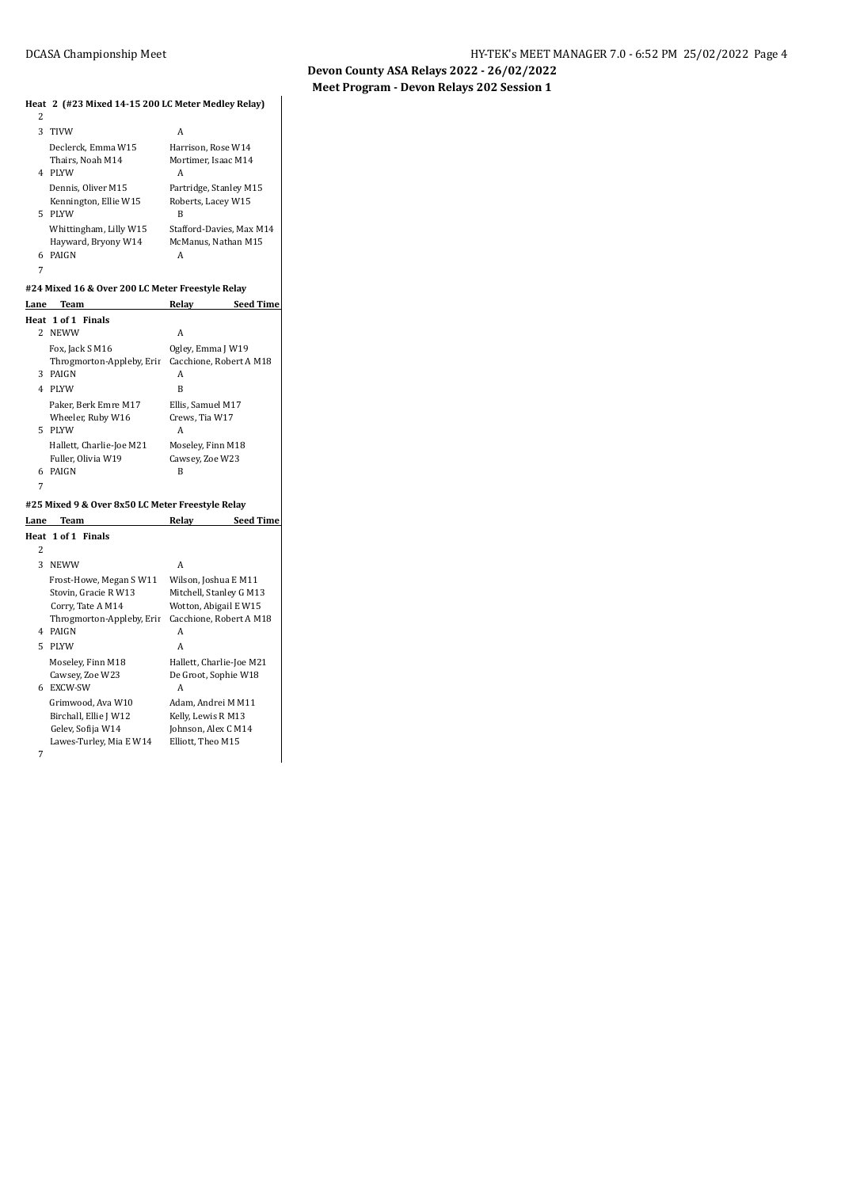**Heat 2 (#23 Mixed 14-15 200 LC Meter Medley Relay)**

| Lane | Team | Relay | Seed Time |
|---|---|---|---|
| 2 | | | |
| 3 | TIVW | A | |
| | Declerck, Emma W15 | Harrison, Rose W14 | |
| | Thairs, Noah M14 | Mortimer, Isaac M14 | |
| 4 | PLYW | A | |
| | Dennis, Oliver M15 | Partridge, Stanley M15 | |
| | Kennington, Ellie W15 | Roberts, Lacey W15 | |
| 5 | PLYW | B | |
| | Whittingham, Lilly W15 | Stafford-Davies, Max M14 | |
| | Hayward, Bryony W14 | McManus, Nathan M15 | |
| 6 | PAIGN | A | |
| 7 | | | |

**#24 Mixed 16 & Over 200 LC Meter Freestyle Relay**

| Lane | Team | Relay | Seed Time |
|---|---|---|---|
| **Heat 1 of 1 Finals** | | | |
| 2 | NEWW | A | |
| | Fox, Jack S M16 | Ogley, Emma J W19 | |
| | Throgmorton-Appleby, Erir | Cacchione, Robert A M18 | |
| 3 | PAIGN | A | |
| 4 | PLYW | B | |
| | Paker, Berk Emre M17 | Ellis, Samuel M17 | |
| | Wheeler, Ruby W16 | Crews, Tia W17 | |
| 5 | PLYW | A | |
| | Hallett, Charlie-Joe M21 | Moseley, Finn M18 | |
| | Fuller, Olivia W19 | Cawsey, Zoe W23 | |
| 6 | PAIGN | B | |
| 7 | | | |

**#25 Mixed 9 & Over 8x50 LC Meter Freestyle Relay**

| Lane | Team | Relay | Seed Time |
|---|---|---|---|
| **Heat 1 of 1 Finals** | | | |
| 2 | | | |
| 3 | NEWW | A | |
| | Frost-Howe, Megan S W11 | Wilson, Joshua E M11 | |
| | Stovin, Gracie R W13 | Mitchell, Stanley G M13 | |
| | Corry, Tate A M14 | Wotton, Abigail E W15 | |
| | Throgmorton-Appleby, Erir | Cacchione, Robert A M18 | |
| 4 | PAIGN | A | |
| 5 | PLYW | A | |
| | Moseley, Finn M18 | Hallett, Charlie-Joe M21 | |
| | Cawsey, Zoe W23 | De Groot, Sophie W18 | |
| 6 | EXCW-SW | A | |
| | Grimwood, Ava W10 | Adam, Andrei M M11 | |
| | Birchall, Ellie J W12 | Kelly, Lewis R M13 | |
| | Gelev, Sofija W14 | Johnson, Alex C M14 | |
| | Lawes-Turley, Mia E W14 | Elliott, Theo M15 | |
| 7 | | | |